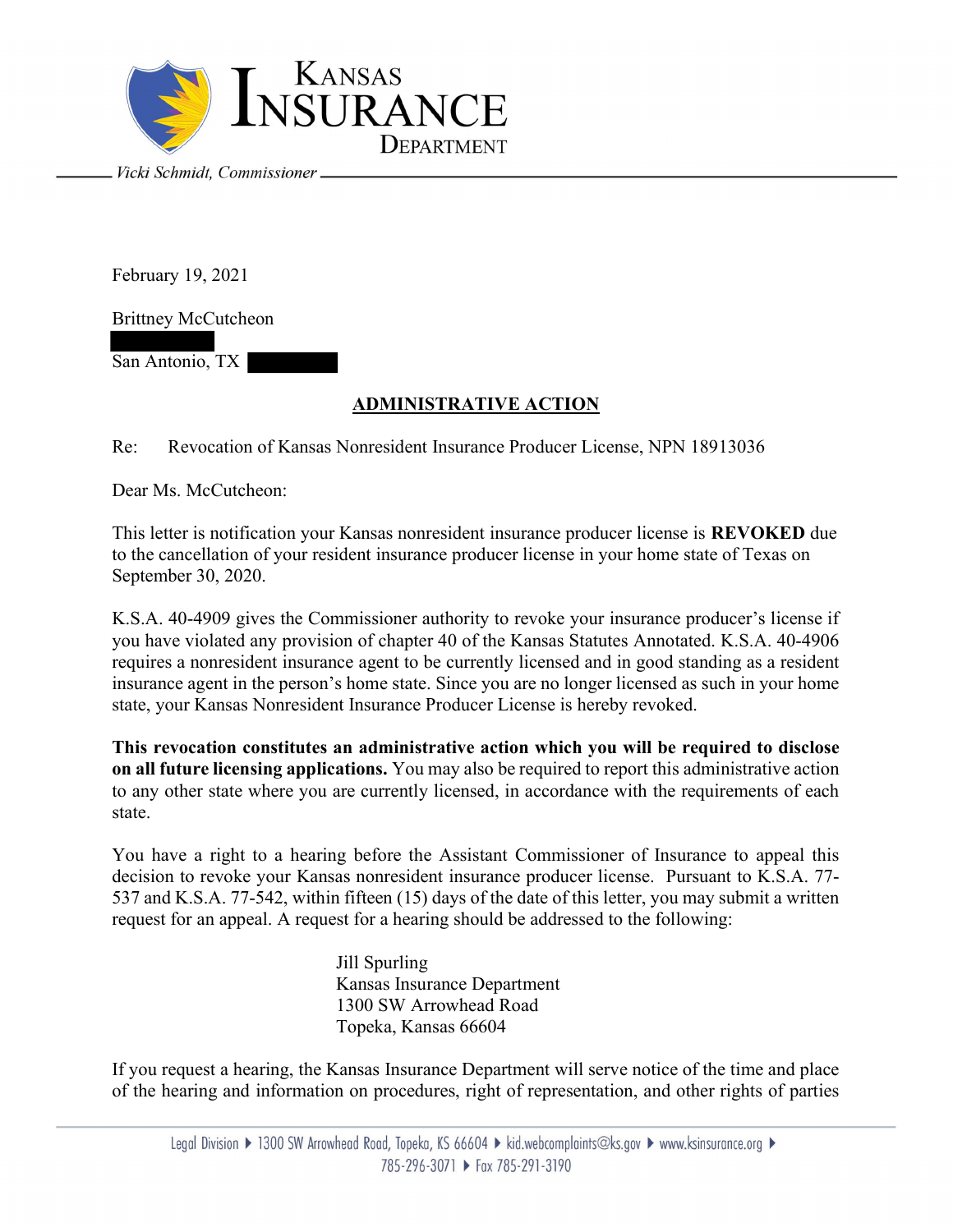KANSAS INSURANCE DEPARTMENT

*Vicki Schmidt, Commissioner*

February 19, 2021

Brittney McCutcheon

San Antonio, TX

## <u>ADMINISTRATIVE ACTION</u>

Re: Revocation of Kansas Nonresident Insurance Producer License, NPN 18913036

Dear Ms. McCutcheon:

This letter is notification your Kansas nonresident insurance producer license is **REVOKED** due to the cancellation of your resident insurance producer license in your home state of Texas on September 30, 2020.

K.S.A. 40-4909 gives the Commissioner authority to revoke your insurance producer's license if you have violated any provision of chapter 40 of the Kansas Statutes Annotated. K.S.A. 40-4906 requires a nonresident insurance agent to be currently licensed and in good standing as a resident insurance agent in the person's home state. Since you are no longer licensed as such in your home state, your Kansas Nonresident Insurance Producer License is hereby revoked.

**This revocation constitutes an administrative action which you will be required to disclose on all future licensing applications.** You may also be required to report this administrative action to any other state where you are currently licensed, in accordance with the requirements of each state.

You have a right to a hearing before the Assistant Commissioner of Insurance to appeal this decision to revoke your Kansas nonresident insurance producer license. Pursuant to K.S.A. 77-537 and K.S.A. 77-542, within fifteen (15) days of the date of this letter, you may submit a written request for an appeal. A request for a hearing should be addressed to the following:

Jill Spurling
Kansas Insurance Department
1300 SW Arrowhead Road
Topeka, Kansas 66604

If you request a hearing, the Kansas Insurance Department will serve notice of the time and place of the hearing and information on procedures, right of representation, and other rights of parties

Legal Division ▸ 1300 SW Arrowhead Road, Topeka, KS 66604 ▸ kid.webcomplaints@ks.gov ▸ www.ksinsurance.org ▸ 785-296-3071 ▸ Fax 785-291-3190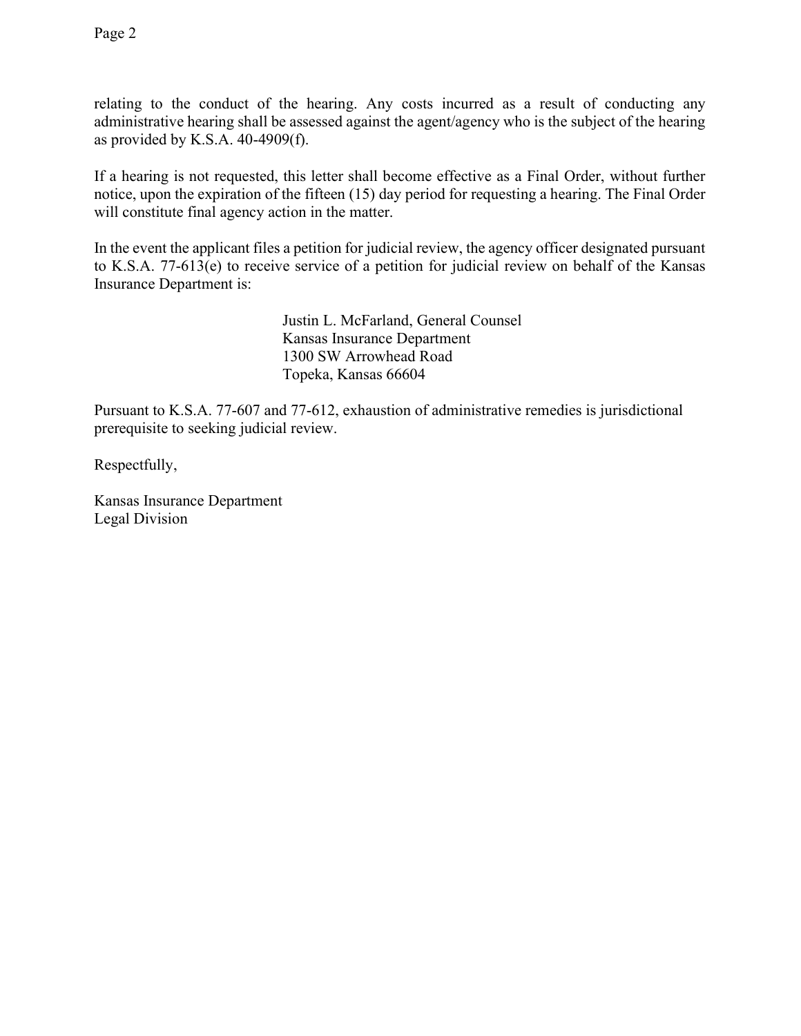relating to the conduct of the hearing. Any costs incurred as a result of conducting any administrative hearing shall be assessed against the agent/agency who is the subject of the hearing as provided by K.S.A. 40-4909(f).

If a hearing is not requested, this letter shall become effective as a Final Order, without further notice, upon the expiration of the fifteen (15) day period for requesting a hearing. The Final Order will constitute final agency action in the matter.

In the event the applicant files a petition for judicial review, the agency officer designated pursuant to K.S.A. 77-613(e) to receive service of a petition for judicial review on behalf of the Kansas Insurance Department is:

> Justin L. McFarland, General Counsel
> Kansas Insurance Department
> 1300 SW Arrowhead Road
> Topeka, Kansas 66604

Pursuant to K.S.A. 77-607 and 77-612, exhaustion of administrative remedies is jurisdictional prerequisite to seeking judicial review.

Respectfully,

Kansas Insurance Department
Legal Division